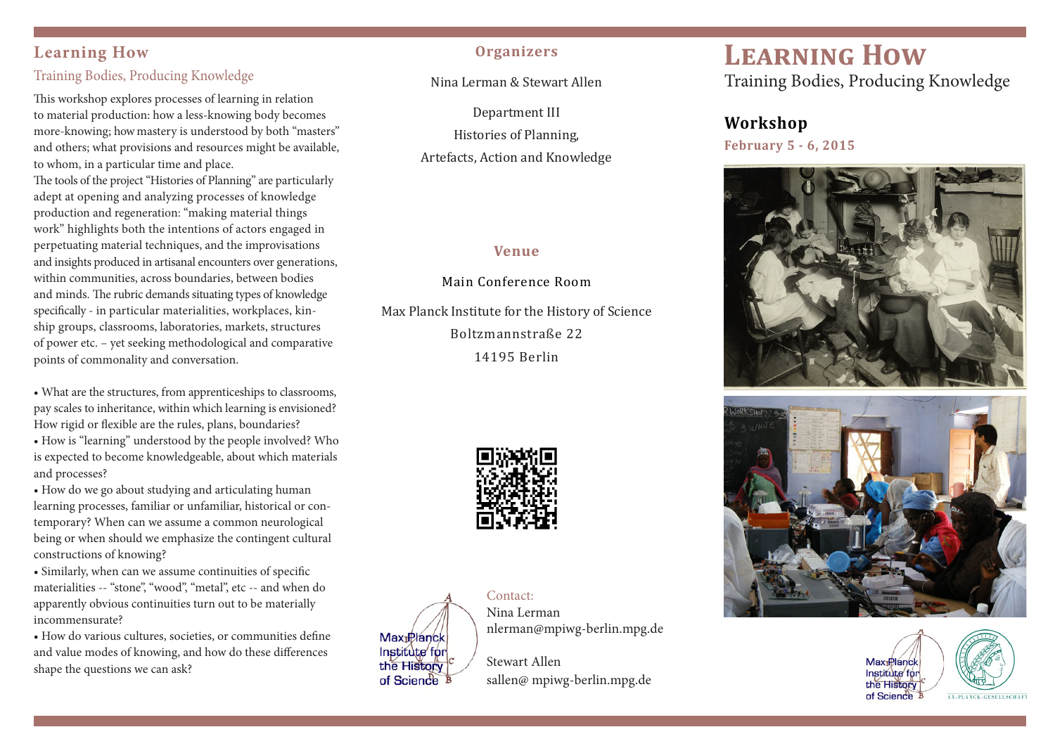## Learning How

### Training Bodies, Producing Knowledge

This workshop explores processes of learning in relation to material production: how a less-knowing body becomes more-knowing; how mastery is understood by both "masters" and others; what provisions and resources might be available, to whom, in a particular time and place.
The tools of the project "Histories of Planning" are particularly adept at opening and analyzing processes of knowledge production and regeneration: "making material things work" highlights both the intentions of actors engaged in perpetuating material techniques, and the improvisations and insights produced in artisanal encounters over generations, within communities, across boundaries, between bodies and minds. The rubric demands situating types of knowledge specifically - in particular materialities, workplaces, kinship groups, classrooms, laboratories, markets, structures of power etc. – yet seeking methodological and comparative points of commonality and conversation.

- What are the structures, from apprenticeships to classrooms, pay scales to inheritance, within which learning is envisioned? How rigid or flexible are the rules, plans, boundaries?
- How is "learning" understood by the people involved? Who is expected to become knowledgeable, about which materials and processes?
- How do we go about studying and articulating human learning processes, familiar or unfamiliar, historical or contemporary? When can we assume a common neurological being or when should we emphasize the contingent cultural constructions of knowing?
- Similarly, when can we assume continuities of specific materialities -- "stone", "wood", "metal", etc -- and when do apparently obvious continuities turn out to be materially incommensurate?
- How do various cultures, societies, or communities define and value modes of knowing, and how do these differences shape the questions we can ask?

## Organizers

Nina Lerman & Stewart Allen

Department III
Histories of Planning,
Artefacts, Action and Knowledge

## Venue

Main Conference Room

Max Planck Institute for the History of Science
Boltzmannstraße 22
14195 Berlin

Max Planck Institute for the History of Science

Contact:
Nina Lerman
nlerman@mpiwg-berlin.mpg.de

Stewart Allen
sallen@ mpiwg-berlin.mpg.de

# Learning How

Training Bodies, Producing Knowledge

## Workshop

**February 5 - 6, 2015**

Max Planck Institute for the History of Science

Max-Planck-Gesellschaft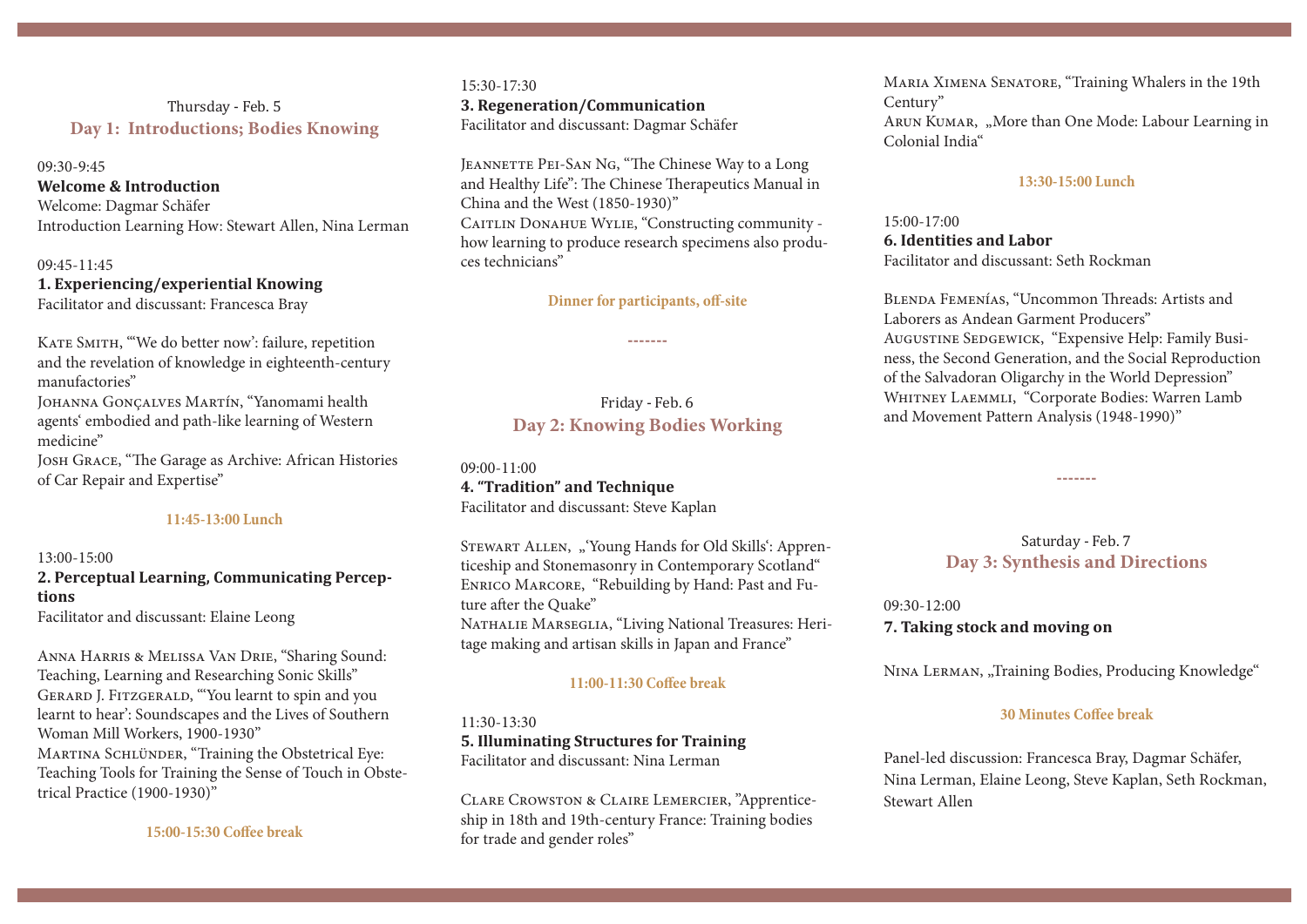Thursday - Feb. 5

## Day 1: Introductions; Bodies Knowing

09:30-9:45

**Welcome & Introduction**

Welcome: Dagmar Schäfer

Introduction Learning How: Stewart Allen, Nina Lerman

09:45-11:45

**1. Experiencing/experiential Knowing**

Facilitator and discussant: Francesca Bray

Kate Smith, "'We do better now': failure, repetition and the revelation of knowledge in eighteenth-century manufactories"

Johanna Gonçalves Martín, "Yanomami health agents' embodied and path-like learning of Western medicine"

Josh Grace, "The Garage as Archive: African Histories of Car Repair and Expertise"

**11:45-13:00 Lunch**

13:00-15:00

**2. Perceptual Learning, Communicating Perceptions**

Facilitator and discussant: Elaine Leong

Anna Harris & Melissa Van Drie, "Sharing Sound: Teaching, Learning and Researching Sonic Skills"

Gerard J. Fitzgerald, "'You learnt to spin and you learnt to hear': Soundscapes and the Lives of Southern Woman Mill Workers, 1900-1930"

Martina Schlünder, "Training the Obstetrical Eye: Teaching Tools for Training the Sense of Touch in Obstetrical Practice (1900-1930)"

**15:00-15:30 Coffee break**

15:30-17:30

**3. Regeneration/Communication**

Facilitator and discussant: Dagmar Schäfer

Jeannette Pei-San Ng, "The Chinese Way to a Long and Healthy Life": The Chinese Therapeutics Manual in China and the West (1850-1930)"

Caitlin Donahue Wylie, "Constructing community - how learning to produce research specimens also produces technicians"

**Dinner for participants, off-site**

-------

Friday - Feb. 6

## Day 2: Knowing Bodies Working

09:00-11:00

**4. "Tradition" and Technique**

Facilitator and discussant: Steve Kaplan

Stewart Allen, „'Young Hands for Old Skills': Apprenticeship and Stonemasonry in Contemporary Scotland"

Enrico Marcore, "Rebuilding by Hand: Past and Future after the Quake"

Nathalie Marseglia, "Living National Treasures: Heritage making and artisan skills in Japan and France"

**11:00-11:30 Coffee break**

11:30-13:30

**5. Illuminating Structures for Training**

Facilitator and discussant: Nina Lerman

Clare Crowston & Claire Lemercier, "Apprenticeship in 18th and 19th-century France: Training bodies for trade and gender roles"

Maria Ximena Senatore, "Training Whalers in the 19th Century"

Arun Kumar, „More than One Mode: Labour Learning in Colonial India"

**13:30-15:00 Lunch**

15:00-17:00

**6. Identities and Labor**

Facilitator and discussant: Seth Rockman

Blenda Femenías, "Uncommon Threads: Artists and Laborers as Andean Garment Producers"

Augustine Sedgewick, "Expensive Help: Family Business, the Second Generation, and the Social Reproduction of the Salvadoran Oligarchy in the World Depression"

Whitney Laemmli, "Corporate Bodies: Warren Lamb and Movement Pattern Analysis (1948-1990)"

-------

Saturday - Feb. 7

## Day 3: Synthesis and Directions

09:30-12:00

**7. Taking stock and moving on**

Nina Lerman, „Training Bodies, Producing Knowledge"

**30 Minutes Coffee break**

Panel-led discussion: Francesca Bray, Dagmar Schäfer, Nina Lerman, Elaine Leong, Steve Kaplan, Seth Rockman, Stewart Allen